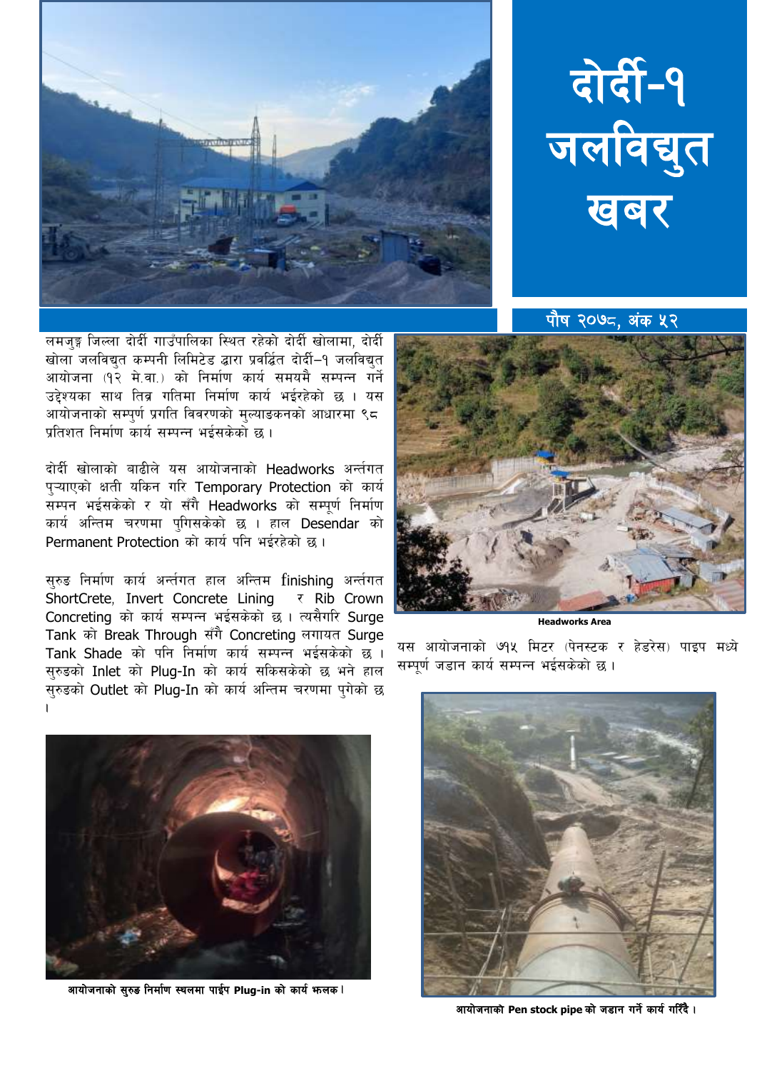# दोर्दी-१ जलविद्युत खबर

पौष २०७८, अंक ५२

लमजुङ्ग जिल्ला दोर्दी गाउँपालिका स्थित रहेको दोर्दी खोलामा, दोर्दी खोला जलविद्युत कम्पनी लिमिटेड द्वारा प्रवर्द्धित दोर्दी–१ जलविद्युत आयोजना (१२ मे.वा.) को निर्माण कार्य समयमै सम्पन्न गर्ने उद्देश्यका साथ तिव्र गतिमा निर्माण कार्य भईरहेको छ । यस आयोजनाको सम्पुर्ण प्रगति विवरणको मुल्याङकनको आधारमा ९८ प्रतिशत निर्माण कार्य सम्पन्न भईसकेको छ ।

दोर्दी खोलाको बाढीले यस आयोजनाको Headworks अर्न्तगत पुऱ्याएको क्षती यकिन गरि Temporary Protection को कार्य सम्पन भईसकेको र यो सँगै Headworks को सम्पूर्ण निर्माण कार्य अन्तिम चरणमा पुगिसकेको छ । हाल Desendar को Permanent Protection को कार्य पनि भईरहेको छ ।

सुरुङ निर्माण कार्य अर्न्तगत हाल अन्तिम finishing अर्न्तगत ShortCrete, Invert Concrete Lining र Rib Crown Concreting को कार्य सम्पन्न भईसकेको छ । त्यसैगरि Surge Tank को Break Through सँगै Concreting लगायत Surge Tank Shade को पनि निर्माण कार्य सम्पन्न भईसकेको छ । सुरुङको Inlet को Plug-In को कार्य सकिसकेको छ भने हाल सुरुङको Outlet को Plug-In को कार्य अन्तिम चरणमा पुगेको छ ।

**Headworks Area**

यस आयोजनाको ७१५ मिटर (पेनस्टक र हेडरेस) पाइप मध्ये सम्पूर्ण जडान कार्य सम्पन्न भईसकेको छ ।

**आयोजनाको सुरुङ निर्माण स्थलमा पाईप Plug-in को कार्य झलक।**

**आयोजनाको Pen stock pipe को जडान गर्ने कार्य गर्दै ।**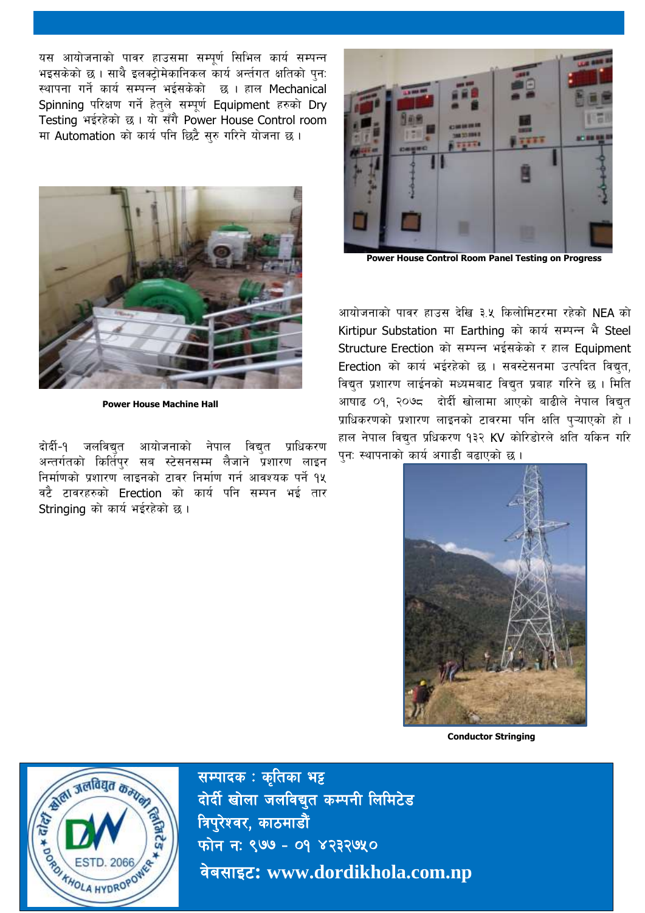यस आयोजनाको पावर हाउसमा सम्पूर्ण सिभिल कार्य सम्पन्न भइसकेको छ । साथै इलक्ट्रोमेकानिकल कार्य अन्तर्गत क्षतिको पुनः स्थापना गर्ने कार्य सम्पन्न भईसकेको छ । हाल Mechanical Spinning परिक्षण गर्ने हेतुले सम्पूर्ण Equipment हरुको Dry Testing भईरहेको छ । यो सँगै Power House Control room मा Automation को कार्य पनि छिटै सुरु गरिने योजना छ ।

**Power House Machine Hall**

दोर्दी-१ जलविद्युत आयोजनाको नेपाल विद्युत प्राधिकरण अन्तर्गतको किर्तिपुर सब स्टेसनसम्म लैजाने प्रशारण लाइन निर्माणको प्रशारण लाइनको टावर निर्माण गर्न आवश्यक पर्ने १५ वटै टावरहरुको Erection को कार्य पनि सम्पन भई तार Stringing को कार्य भईरहेको छ ।

**Power House Control Room Panel Testing on Progress**

आयोजनाको पावर हाउस देखि ३.५ किलोमिटरमा रहेको NEA को Kirtipur Substation मा Earthing को कार्य सम्पन्न भै Steel Structure Erection को सम्पन्न भईसकेको र हाल Equipment Erection को कार्य भईरहेको छ । सवस्टेसनमा उत्पदित विद्युत, विद्युत प्रशारण लाईनको मध्यमबाट विद्युत प्रवाह गरिने छ । मिति आषाढ ०१, २०७८ दोर्दी खोलामा आएको बाढीले नेपाल विद्युत प्राधिकरणको प्रशारण लाइनको टावरमा पनि क्षति पुऱ्याएको हो । हाल नेपाल विद्युत प्रधिकरण १३२ KV कोरिडोरले क्षति यकिन गरि पुनः स्थापनाको कार्य अगाडी बढाएको छ ।

**Conductor Stringing**

सम्पादक : कृतिका भट्ट
दोर्दी खोला जलविद्युत कम्पनी लिमिटेड
त्रिपुरेश्वर, काठमाडौं
फोन नः ९७७ - ०१ ४२३२७५०
वेबसाइटः www.dordikhola.com.np